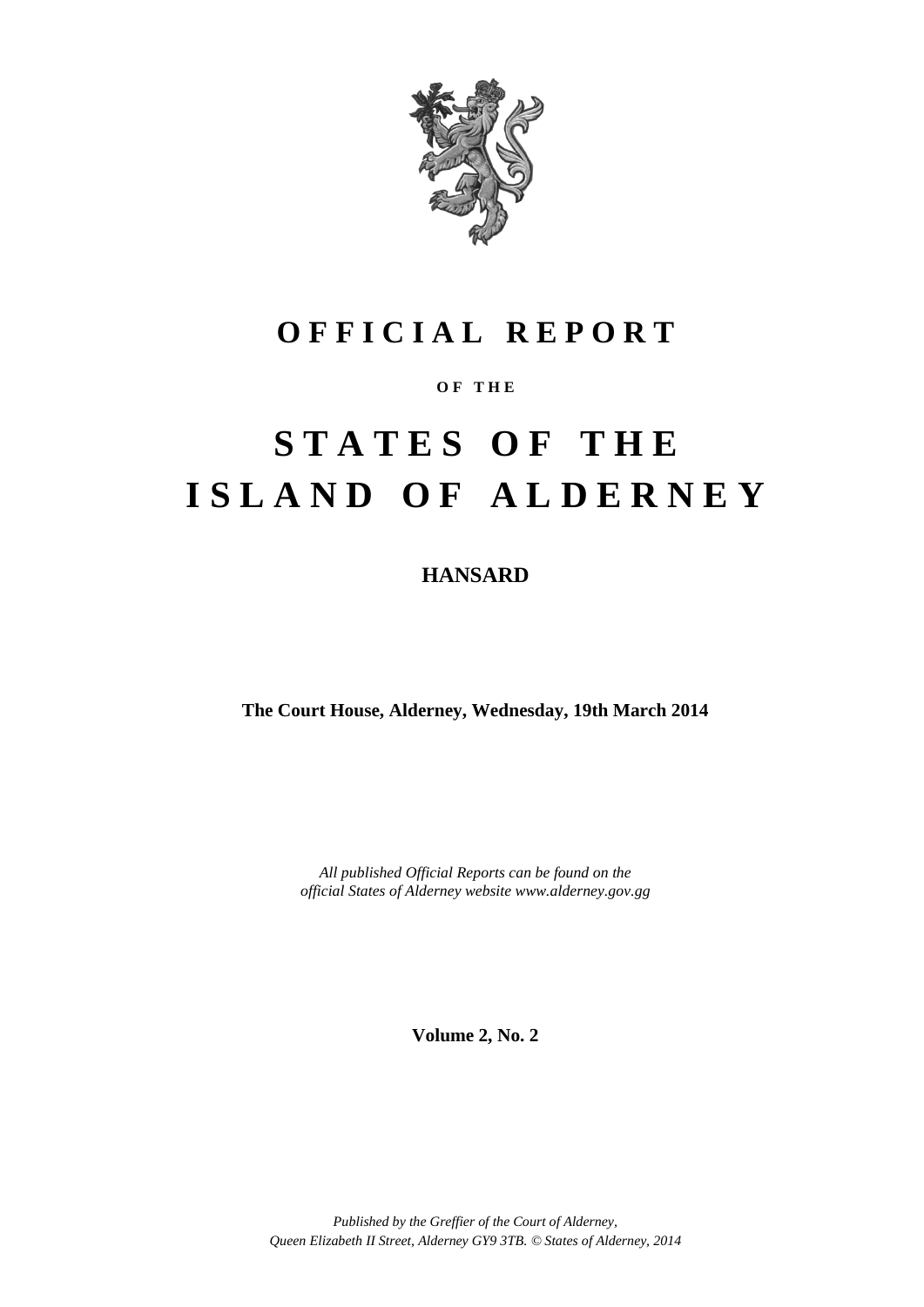# OFFICIAL REPORT

**OF THE**

# STATES OF THE ISLAND OF ALDERNEY

## HANSARD

**The Court House, Alderney, Wednesday, 19th March 2014**

*All published Official Reports can be found on the official States of Alderney website www.alderney.gov.gg*

**Volume 2, No. 2**

*Published by the Greffier of the Court of Alderney, Queen Elizabeth II Street, Alderney GY9 3TB. © States of Alderney, 2014*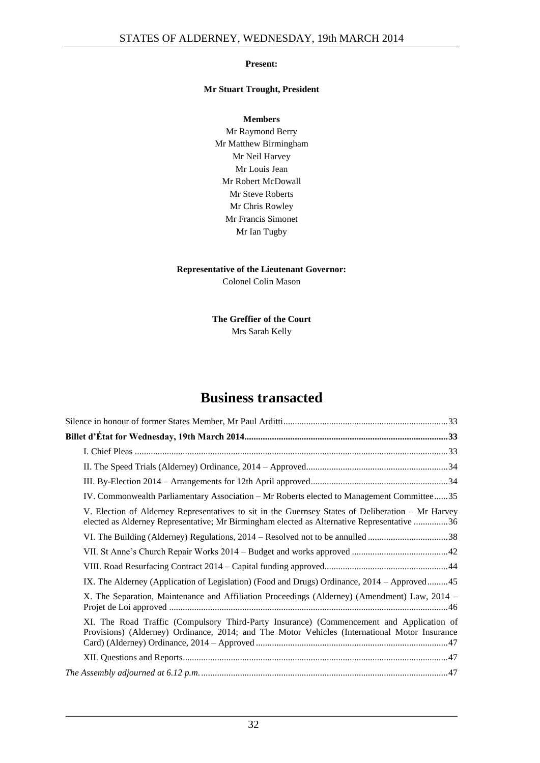**Present:**

**Mr Stuart Trought, President**

**Members**

Mr Raymond Berry
Mr Matthew Birmingham
Mr Neil Harvey
Mr Louis Jean
Mr Robert McDowall
Mr Steve Roberts
Mr Chris Rowley
Mr Francis Simonet
Mr Ian Tugby

**Representative of the Lieutenant Governor:**
Colonel Colin Mason

**The Greffier of the Court**
Mrs Sarah Kelly

# Business transacted

Silence in honour of former States Member, Mr Paul Arditti ....................................................................33

**Billet d'État for Wednesday, 19th March 2014.......................................................................................33**

I. Chief Pleas ........................................................................................................................................33

II. The Speed Trials (Alderney) Ordinance, 2014 – Approved..............................................................34

III. By-Election 2014 – Arrangements for 12th April approved............................................................34

IV. Commonwealth Parliamentary Association – Mr Roberts elected to Management Committee......35

V. Election of Alderney Representatives to sit in the Guernsey States of Deliberation – Mr Harvey elected as Alderney Representative; Mr Birmingham elected as Alternative Representative ...............36

VI. The Building (Alderney) Regulations, 2014 – Resolved not to be annulled ...................................38

VII. St Anne's Church Repair Works 2014 – Budget and works approved ..........................................42

VIII. Road Resurfacing Contract 2014 – Capital funding approved......................................................44

IX. The Alderney (Application of Legislation) (Food and Drugs) Ordinance, 2014 – Approved.........45

X. The Separation, Maintenance and Affiliation Proceedings (Alderney) (Amendment) Law, 2014 – Projet de Loi approved .........................................................................................................................46

XI. The Road Traffic (Compulsory Third-Party Insurance) (Commencement and Application of Provisions) (Alderney) Ordinance, 2014; and The Motor Vehicles (International Motor Insurance Card) (Alderney) Ordinance, 2014 – Approved ...................................................................................47

XII. Questions and Reports...................................................................................................................47

*The Assembly adjourned at 6.12 p.m.* ...........................................................................................................47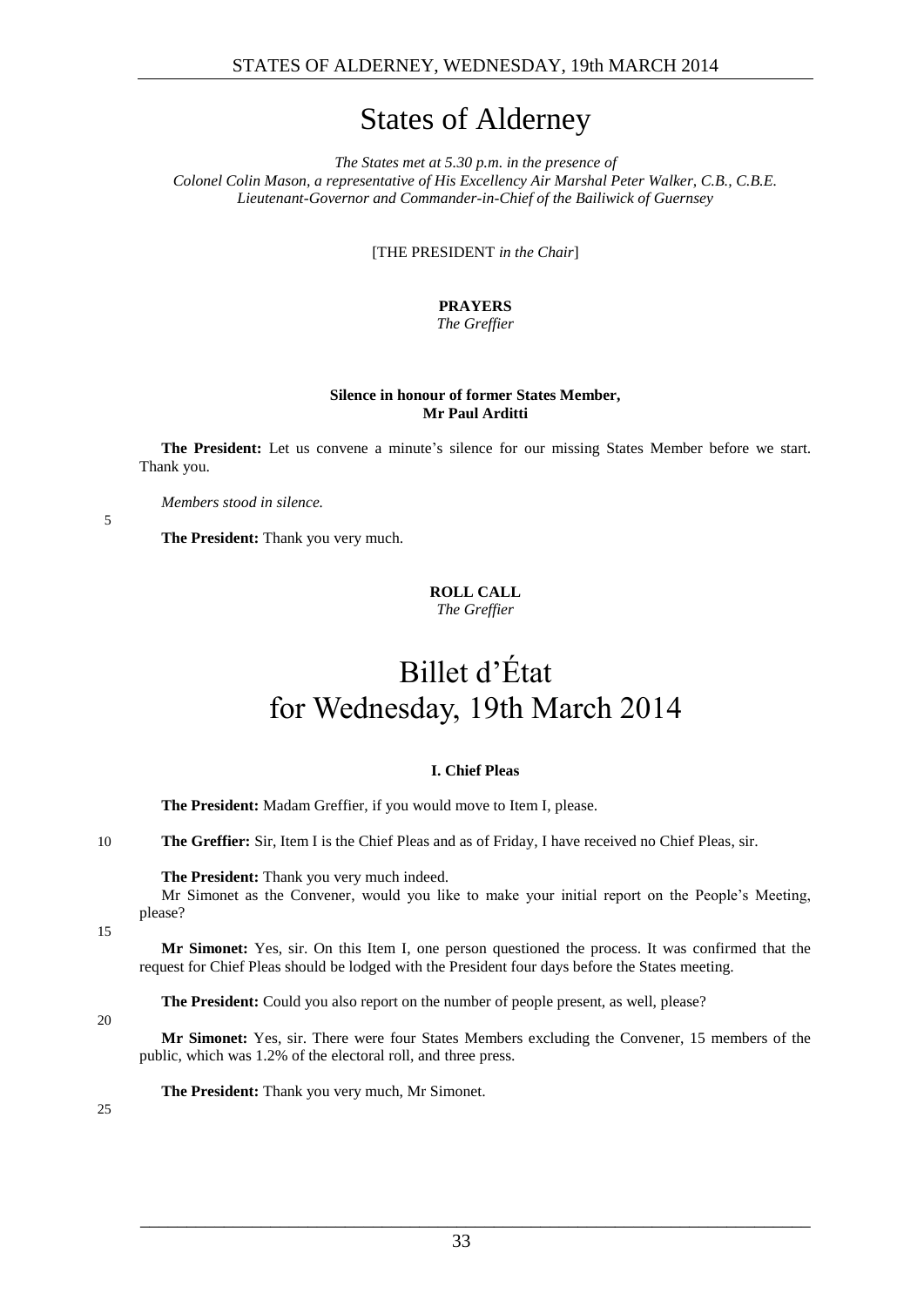# States of Alderney

*The States met at 5.30 p.m. in the presence of Colonel Colin Mason, a representative of His Excellency Air Marshal Peter Walker, C.B., C.B.E. Lieutenant-Governor and Commander-in-Chief of the Bailiwick of Guernsey*

[THE PRESIDENT *in the Chair*]

**PRAYERS**
*The Greffier*

**Silence in honour of former States Member, Mr Paul Arditti**

**The President:** Let us convene a minute's silence for our missing States Member before we start. Thank you.

*Members stood in silence.*

**The President:** Thank you very much.

**ROLL CALL**
*The Greffier*

# Billet d'État for Wednesday, 19th March 2014

**I. Chief Pleas**

**The President:** Madam Greffier, if you would move to Item I, please.

**The Greffier:** Sir, Item I is the Chief Pleas and as of Friday, I have received no Chief Pleas, sir.

**The President:** Thank you very much indeed.

Mr Simonet as the Convener, would you like to make your initial report on the People's Meeting, please?

**Mr Simonet:** Yes, sir. On this Item I, one person questioned the process. It was confirmed that the request for Chief Pleas should be lodged with the President four days before the States meeting.

**The President:** Could you also report on the number of people present, as well, please?

**Mr Simonet:** Yes, sir. There were four States Members excluding the Convener, 15 members of the public, which was 1.2% of the electoral roll, and three press.

**The President:** Thank you very much, Mr Simonet.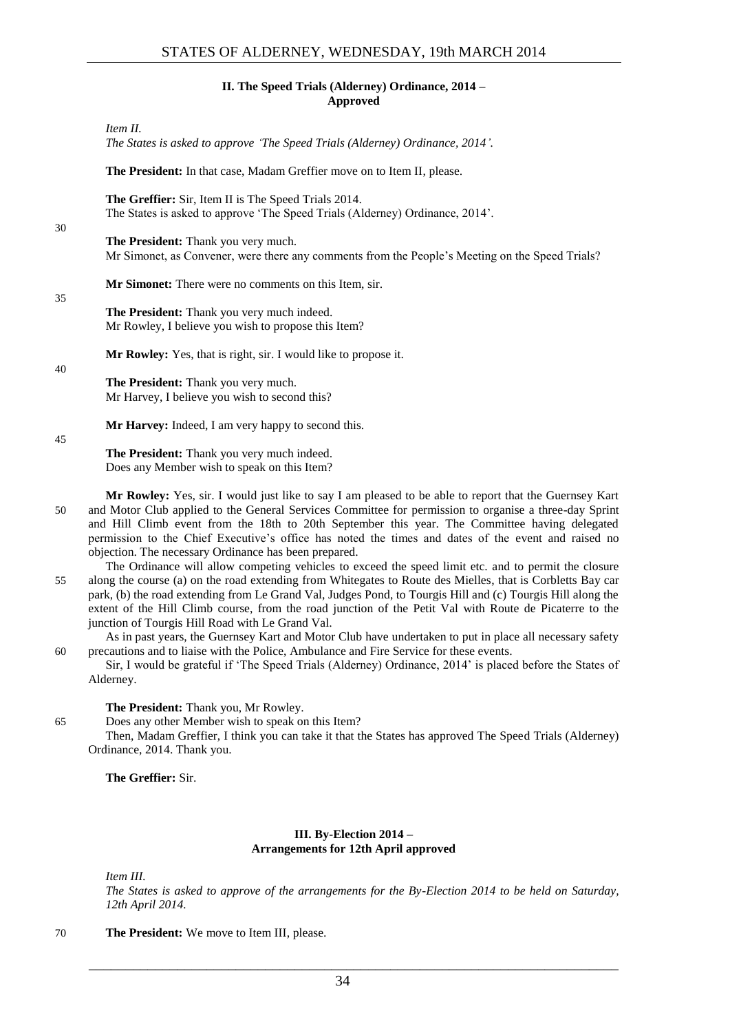## II. The Speed Trials (Alderney) Ordinance, 2014 – Approved

*Item II.*
*The States is asked to approve 'The Speed Trials (Alderney) Ordinance, 2014'.*

**The President:** In that case, Madam Greffier move on to Item II, please.

**The Greffier:** Sir, Item II is The Speed Trials 2014.
The States is asked to approve 'The Speed Trials (Alderney) Ordinance, 2014'.

**The President:** Thank you very much.
Mr Simonet, as Convener, were there any comments from the People's Meeting on the Speed Trials?

**Mr Simonet:** There were no comments on this Item, sir.

**The President:** Thank you very much indeed.
Mr Rowley, I believe you wish to propose this Item?

**Mr Rowley:** Yes, that is right, sir. I would like to propose it.

**The President:** Thank you very much.
Mr Harvey, I believe you wish to second this?

**Mr Harvey:** Indeed, I am very happy to second this.

**The President:** Thank you very much indeed.
Does any Member wish to speak on this Item?

**Mr Rowley:** Yes, sir. I would just like to say I am pleased to be able to report that the Guernsey Kart and Motor Club applied to the General Services Committee for permission to organise a three-day Sprint and Hill Climb event from the 18th to 20th September this year. The Committee having delegated permission to the Chief Executive's office has noted the times and dates of the event and raised no objection. The necessary Ordinance has been prepared.

The Ordinance will allow competing vehicles to exceed the speed limit etc. and to permit the closure along the course (a) on the road extending from Whitegates to Route des Mielles, that is Corbletts Bay car park, (b) the road extending from Le Grand Val, Judges Pond, to Tourgis Hill and (c) Tourgis Hill along the extent of the Hill Climb course, from the road junction of the Petit Val with Route de Picaterre to the junction of Tourgis Hill Road with Le Grand Val.

As in past years, the Guernsey Kart and Motor Club have undertaken to put in place all necessary safety precautions and to liaise with the Police, Ambulance and Fire Service for these events.

Sir, I would be grateful if 'The Speed Trials (Alderney) Ordinance, 2014' is placed before the States of Alderney.

**The President:** Thank you, Mr Rowley.
Does any other Member wish to speak on this Item?
Then, Madam Greffier, I think you can take it that the States has approved The Speed Trials (Alderney) Ordinance, 2014. Thank you.

**The Greffier:** Sir.

## III. By-Election 2014 – Arrangements for 12th April approved

*Item III.*
*The States is asked to approve of the arrangements for the By-Election 2014 to be held on Saturday, 12th April 2014.*

**The President:** We move to Item III, please.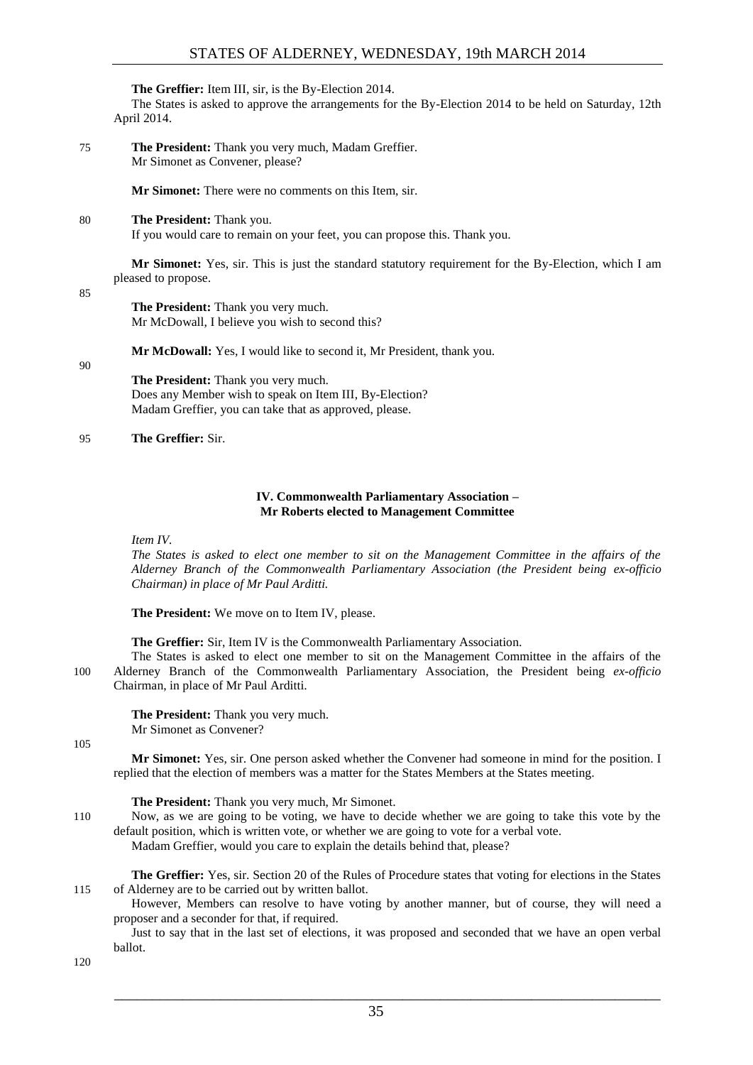**The Greffier:** Item III, sir, is the By-Election 2014.

The States is asked to approve the arrangements for the By-Election 2014 to be held on Saturday, 12th April 2014.

75 **The President:** Thank you very much, Madam Greffier.

Mr Simonet as Convener, please?

**Mr Simonet:** There were no comments on this Item, sir.

80 **The President:** Thank you.

If you would care to remain on your feet, you can propose this. Thank you.

**Mr Simonet:** Yes, sir. This is just the standard statutory requirement for the By-Election, which I am pleased to propose.

85

**The President:** Thank you very much.

Mr McDowall, I believe you wish to second this?

**Mr McDowall:** Yes, I would like to second it, Mr President, thank you.

90

**The President:** Thank you very much.

Does any Member wish to speak on Item III, By-Election?

Madam Greffier, you can take that as approved, please.

95 **The Greffier:** Sir.

### IV. Commonwealth Parliamentary Association – Mr Roberts elected to Management Committee

*Item IV.*

*The States is asked to elect one member to sit on the Management Committee in the affairs of the Alderney Branch of the Commonwealth Parliamentary Association (the President being ex-officio Chairman) in place of Mr Paul Arditti.*

**The President:** We move on to Item IV, please.

**The Greffier:** Sir, Item IV is the Commonwealth Parliamentary Association.

The States is asked to elect one member to sit on the Management Committee in the affairs of the
100 Alderney Branch of the Commonwealth Parliamentary Association, the President being *ex-officio* Chairman, in place of Mr Paul Arditti.

**The President:** Thank you very much.

Mr Simonet as Convener?

105

**Mr Simonet:** Yes, sir. One person asked whether the Convener had someone in mind for the position. I replied that the election of members was a matter for the States Members at the States meeting.

**The President:** Thank you very much, Mr Simonet.

110 Now, as we are going to be voting, we have to decide whether we are going to take this vote by the default position, which is written vote, or whether we are going to vote for a verbal vote.

Madam Greffier, would you care to explain the details behind that, please?

**The Greffier:** Yes, sir. Section 20 of the Rules of Procedure states that voting for elections in the States
115 of Alderney are to be carried out by written ballot.

However, Members can resolve to have voting by another manner, but of course, they will need a proposer and a seconder for that, if required.

Just to say that in the last set of elections, it was proposed and seconded that we have an open verbal ballot.

120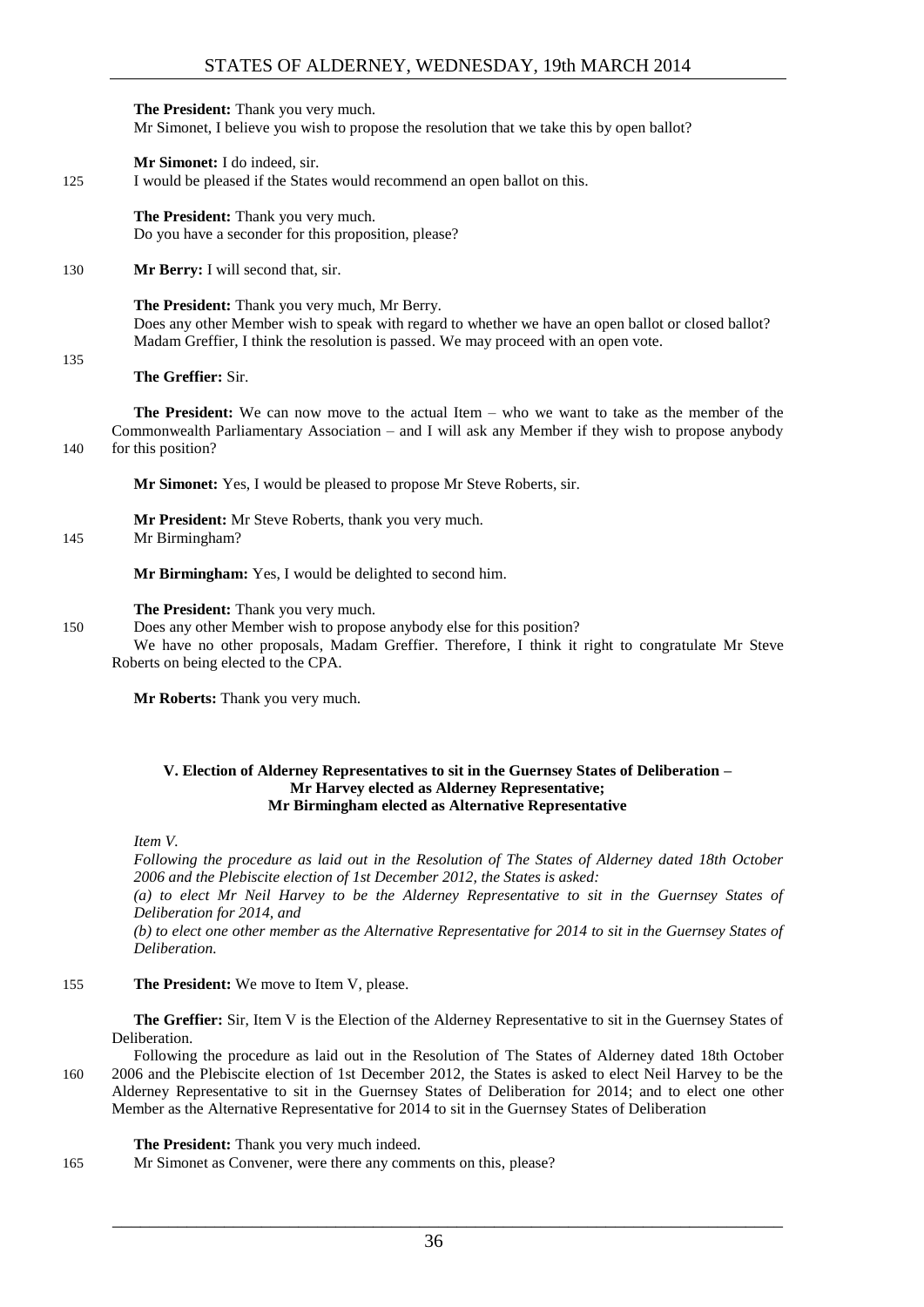**The President:** Thank you very much.
Mr Simonet, I believe you wish to propose the resolution that we take this by open ballot?

**Mr Simonet:** I do indeed, sir.
I would be pleased if the States would recommend an open ballot on this.

**The President:** Thank you very much.
Do you have a seconder for this proposition, please?

**Mr Berry:** I will second that, sir.

**The President:** Thank you very much, Mr Berry.
Does any other Member wish to speak with regard to whether we have an open ballot or closed ballot?
Madam Greffier, I think the resolution is passed. We may proceed with an open vote.

**The Greffier:** Sir.

**The President:** We can now move to the actual Item – who we want to take as the member of the Commonwealth Parliamentary Association – and I will ask any Member if they wish to propose anybody for this position?

**Mr Simonet:** Yes, I would be pleased to propose Mr Steve Roberts, sir.

**Mr President:** Mr Steve Roberts, thank you very much.
Mr Birmingham?

**Mr Birmingham:** Yes, I would be delighted to second him.

**The President:** Thank you very much.
Does any other Member wish to propose anybody else for this position?
We have no other proposals, Madam Greffier. Therefore, I think it right to congratulate Mr Steve Roberts on being elected to the CPA.

**Mr Roberts:** Thank you very much.

### V. Election of Alderney Representatives to sit in the Guernsey States of Deliberation – Mr Harvey elected as Alderney Representative; Mr Birmingham elected as Alternative Representative

*Item V.*

*Following the procedure as laid out in the Resolution of The States of Alderney dated 18th October 2006 and the Plebiscite election of 1st December 2012, the States is asked:*

*(a) to elect Mr Neil Harvey to be the Alderney Representative to sit in the Guernsey States of Deliberation for 2014, and*

*(b) to elect one other member as the Alternative Representative for 2014 to sit in the Guernsey States of Deliberation.*

**The President:** We move to Item V, please.

**The Greffier:** Sir, Item V is the Election of the Alderney Representative to sit in the Guernsey States of Deliberation.
Following the procedure as laid out in the Resolution of The States of Alderney dated 18th October 2006 and the Plebiscite election of 1st December 2012, the States is asked to elect Neil Harvey to be the Alderney Representative to sit in the Guernsey States of Deliberation for 2014; and to elect one other Member as the Alternative Representative for 2014 to sit in the Guernsey States of Deliberation

**The President:** Thank you very much indeed.
Mr Simonet as Convener, were there any comments on this, please?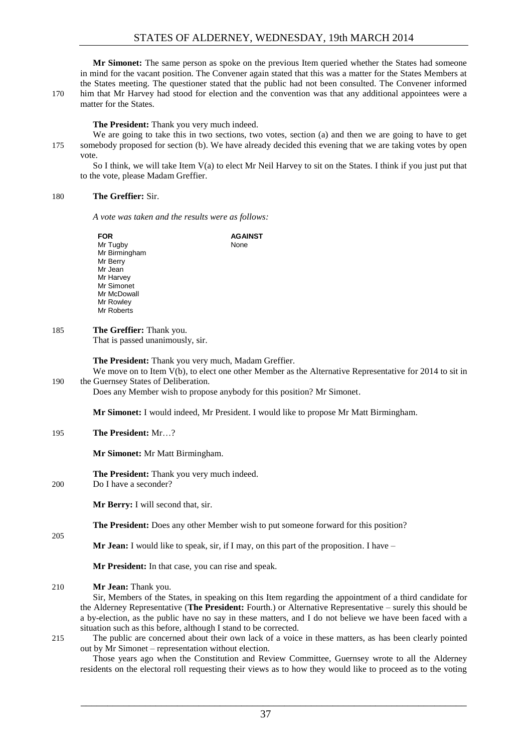**Mr Simonet:** The same person as spoke on the previous Item queried whether the States had someone in mind for the vacant position. The Convener again stated that this was a matter for the States Members at the States meeting. The questioner stated that the public had not been consulted. The Convener informed him that Mr Harvey had stood for election and the convention was that any additional appointees were a matter for the States.

**The President:** Thank you very much indeed.

We are going to take this in two sections, two votes, section (a) and then we are going to have to get somebody proposed for section (b). We have already decided this evening that we are taking votes by open vote.

So I think, we will take Item V(a) to elect Mr Neil Harvey to sit on the States. I think if you just put that to the vote, please Madam Greffier.

**The Greffier:** Sir.

*A vote was taken and the results were as follows:*

| FOR | AGAINST |
|---|---|
| Mr Tugby | None |
| Mr Birmingham | |
| Mr Berry | |
| Mr Jean | |
| Mr Harvey | |
| Mr Simonet | |
| Mr McDowall | |
| Mr Rowley | |
| Mr Roberts | |

**The Greffier:** Thank you.

That is passed unanimously, sir.

**The President:** Thank you very much, Madam Greffier.

We move on to Item V(b), to elect one other Member as the Alternative Representative for 2014 to sit in the Guernsey States of Deliberation.

Does any Member wish to propose anybody for this position? Mr Simonet.

**Mr Simonet:** I would indeed, Mr President. I would like to propose Mr Matt Birmingham.

**The President:** Mr…?

**Mr Simonet:** Mr Matt Birmingham.

**The President:** Thank you very much indeed.

Do I have a seconder?

**Mr Berry:** I will second that, sir.

**The President:** Does any other Member wish to put someone forward for this position?

**Mr Jean:** I would like to speak, sir, if I may, on this part of the proposition. I have –

**Mr President:** In that case, you can rise and speak.

**Mr Jean:** Thank you.

Sir, Members of the States, in speaking on this Item regarding the appointment of a third candidate for the Alderney Representative (**The President:** Fourth.) or Alternative Representative – surely this should be a by-election, as the public have no say in these matters, and I do not believe we have been faced with a situation such as this before, although I stand to be corrected.

The public are concerned about their own lack of a voice in these matters, as has been clearly pointed out by Mr Simonet – representation without election.

Those years ago when the Constitution and Review Committee, Guernsey wrote to all the Alderney residents on the electoral roll requesting their views as to how they would like to proceed as to the voting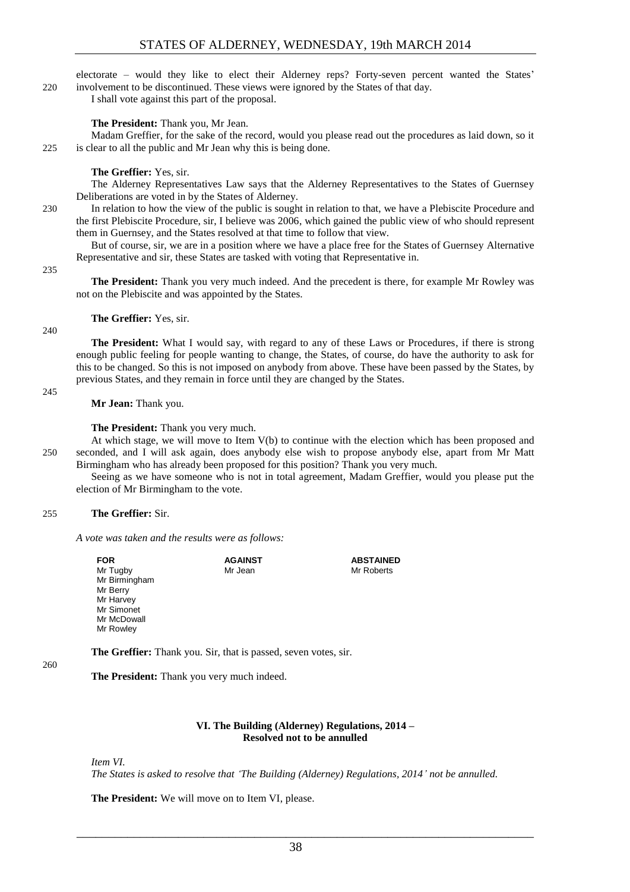electorate – would they like to elect their Alderney reps? Forty-seven percent wanted the States' involvement to be discontinued. These views were ignored by the States of that day.

I shall vote against this part of the proposal.

**The President:** Thank you, Mr Jean.

Madam Greffier, for the sake of the record, would you please read out the procedures as laid down, so it is clear to all the public and Mr Jean why this is being done.

**The Greffier:** Yes, sir.

The Alderney Representatives Law says that the Alderney Representatives to the States of Guernsey Deliberations are voted in by the States of Alderney.

In relation to how the view of the public is sought in relation to that, we have a Plebiscite Procedure and the first Plebiscite Procedure, sir, I believe was 2006, which gained the public view of who should represent them in Guernsey, and the States resolved at that time to follow that view.

But of course, sir, we are in a position where we have a place free for the States of Guernsey Alternative Representative and sir, these States are tasked with voting that Representative in.

**The President:** Thank you very much indeed. And the precedent is there, for example Mr Rowley was not on the Plebiscite and was appointed by the States.

**The Greffier:** Yes, sir.

**The President:** What I would say, with regard to any of these Laws or Procedures, if there is strong enough public feeling for people wanting to change, the States, of course, do have the authority to ask for this to be changed. So this is not imposed on anybody from above. These have been passed by the States, by previous States, and they remain in force until they are changed by the States.

**Mr Jean:** Thank you.

**The President:** Thank you very much.

At which stage, we will move to Item V(b) to continue with the election which has been proposed and seconded, and I will ask again, does anybody else wish to propose anybody else, apart from Mr Matt Birmingham who has already been proposed for this position? Thank you very much.

Seeing as we have someone who is not in total agreement, Madam Greffier, would you please put the election of Mr Birmingham to the vote.

**The Greffier:** Sir.

*A vote was taken and the results were as follows:*

| FOR | AGAINST | ABSTAINED |
|---|---|---|
| Mr Tugby | Mr Jean | Mr Roberts |
| Mr Birmingham | | |
| Mr Berry | | |
| Mr Harvey | | |
| Mr Simonet | | |
| Mr McDowall | | |
| Mr Rowley | | |

**The Greffier:** Thank you. Sir, that is passed, seven votes, sir.

**The President:** Thank you very much indeed.

### VI. The Building (Alderney) Regulations, 2014 – Resolved not to be annulled

*Item VI.*

*The States is asked to resolve that 'The Building (Alderney) Regulations, 2014' not be annulled.*

**The President:** We will move on to Item VI, please.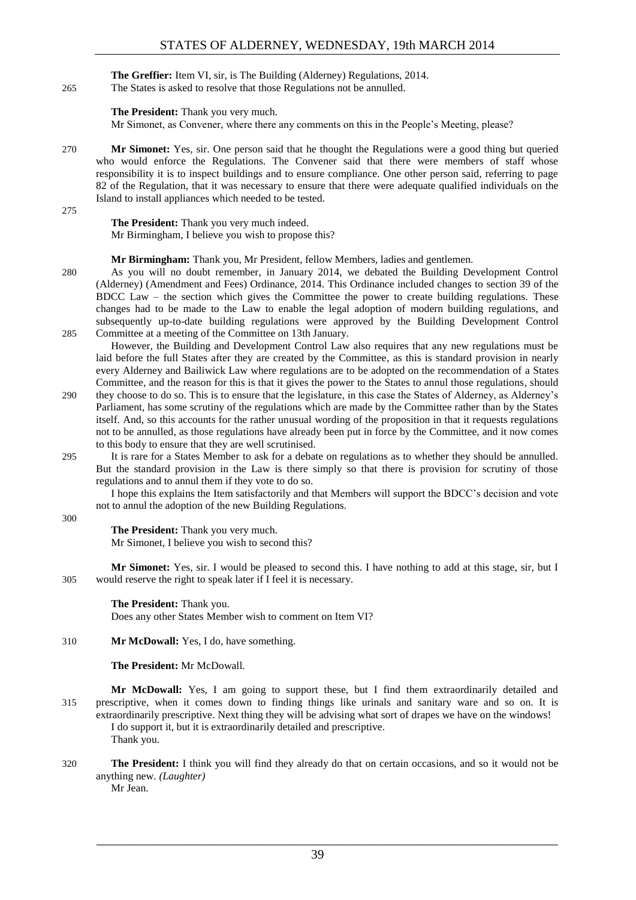**The Greffier:** Item VI, sir, is The Building (Alderney) Regulations, 2014.

The States is asked to resolve that those Regulations not be annulled.

**The President:** Thank you very much.

Mr Simonet, as Convener, where there any comments on this in the People's Meeting, please?

**Mr Simonet:** Yes, sir. One person said that he thought the Regulations were a good thing but queried who would enforce the Regulations. The Convener said that there were members of staff whose responsibility it is to inspect buildings and to ensure compliance. One other person said, referring to page 82 of the Regulation, that it was necessary to ensure that there were adequate qualified individuals on the Island to install appliances which needed to be tested.

**The President:** Thank you very much indeed.

Mr Birmingham, I believe you wish to propose this?

**Mr Birmingham:** Thank you, Mr President, fellow Members, ladies and gentlemen.

As you will no doubt remember, in January 2014, we debated the Building Development Control (Alderney) (Amendment and Fees) Ordinance, 2014. This Ordinance included changes to section 39 of the BDCC Law – the section which gives the Committee the power to create building regulations. These changes had to be made to the Law to enable the legal adoption of modern building regulations, and subsequently up-to-date building regulations were approved by the Building Development Control Committee at a meeting of the Committee on 13th January.

However, the Building and Development Control Law also requires that any new regulations must be laid before the full States after they are created by the Committee, as this is standard provision in nearly every Alderney and Bailiwick Law where regulations are to be adopted on the recommendation of a States Committee, and the reason for this is that it gives the power to the States to annul those regulations, should they choose to do so. This is to ensure that the legislature, in this case the States of Alderney, as Alderney's Parliament, has some scrutiny of the regulations which are made by the Committee rather than by the States itself. And, so this accounts for the rather unusual wording of the proposition in that it requests regulations not to be annulled, as those regulations have already been put in force by the Committee, and it now comes to this body to ensure that they are well scrutinised.

It is rare for a States Member to ask for a debate on regulations as to whether they should be annulled. But the standard provision in the Law is there simply so that there is provision for scrutiny of those regulations and to annul them if they vote to do so.

I hope this explains the Item satisfactorily and that Members will support the BDCC's decision and vote not to annul the adoption of the new Building Regulations.

**The President:** Thank you very much.

Mr Simonet, I believe you wish to second this?

**Mr Simonet:** Yes, sir. I would be pleased to second this. I have nothing to add at this stage, sir, but I would reserve the right to speak later if I feel it is necessary.

**The President:** Thank you.

Does any other States Member wish to comment on Item VI?

**Mr McDowall:** Yes, I do, have something.

**The President:** Mr McDowall.

**Mr McDowall:** Yes, I am going to support these, but I find them extraordinarily detailed and prescriptive, when it comes down to finding things like urinals and sanitary ware and so on. It is extraordinarily prescriptive. Next thing they will be advising what sort of drapes we have on the windows!

I do support it, but it is extraordinarily detailed and prescriptive.

Thank you.

**The President:** I think you will find they already do that on certain occasions, and so it would not be anything new. *(Laughter)*

Mr Jean.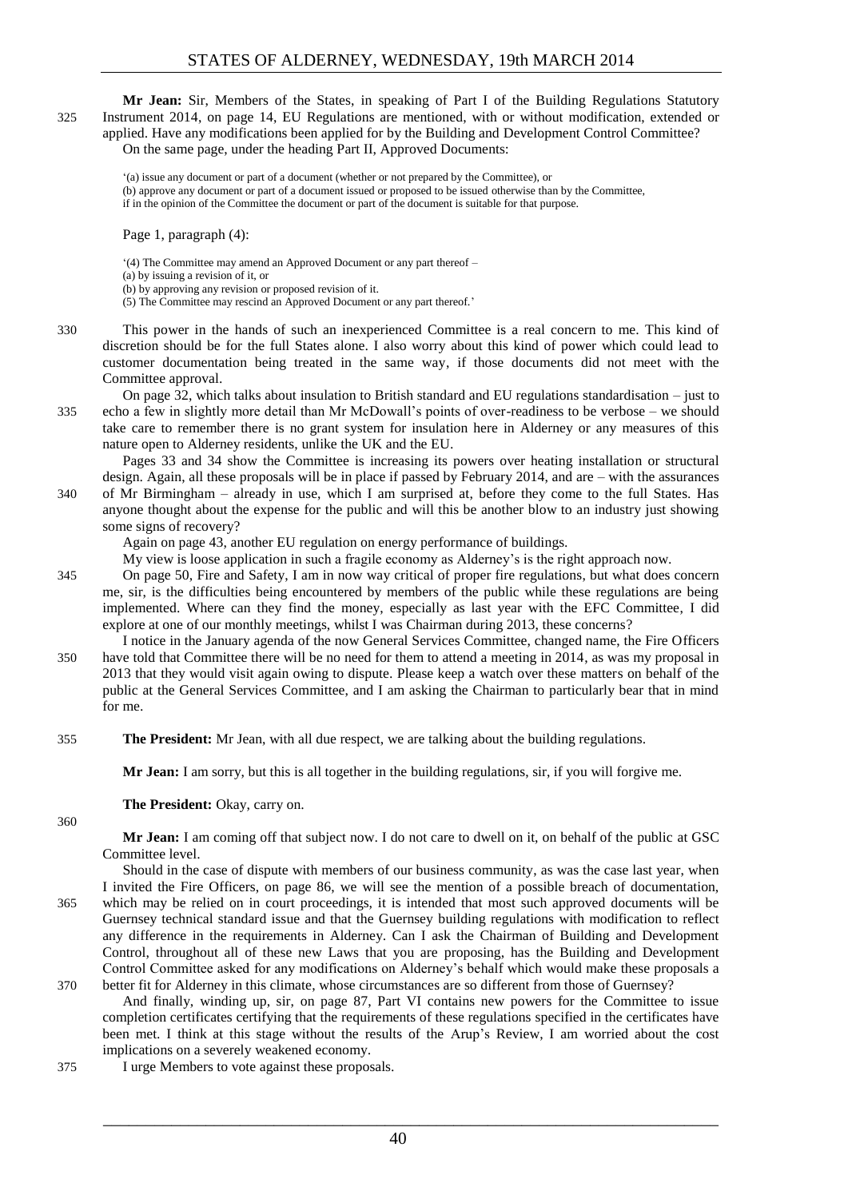**Mr Jean:** Sir, Members of the States, in speaking of Part I of the Building Regulations Statutory Instrument 2014, on page 14, EU Regulations are mentioned, with or without modification, extended or applied. Have any modifications been applied for by the Building and Development Control Committee?

On the same page, under the heading Part II, Approved Documents:

> '(a) issue any document or part of a document (whether or not prepared by the Committee), or
> (b) approve any document or part of a document issued or proposed to be issued otherwise than by the Committee,
> if in the opinion of the Committee the document or part of the document is suitable for that purpose.

Page 1, paragraph (4):

> '(4) The Committee may amend an Approved Document or any part thereof –
> (a) by issuing a revision of it, or
> (b) by approving any revision or proposed revision of it.
> (5) The Committee may rescind an Approved Document or any part thereof.'

This power in the hands of such an inexperienced Committee is a real concern to me. This kind of discretion should be for the full States alone. I also worry about this kind of power which could lead to customer documentation being treated in the same way, if those documents did not meet with the Committee approval.

On page 32, which talks about insulation to British standard and EU regulations standardisation – just to echo a few in slightly more detail than Mr McDowall's points of over-readiness to be verbose – we should take care to remember there is no grant system for insulation here in Alderney or any measures of this nature open to Alderney residents, unlike the UK and the EU.

Pages 33 and 34 show the Committee is increasing its powers over heating installation or structural design. Again, all these proposals will be in place if passed by February 2014, and are – with the assurances of Mr Birmingham – already in use, which I am surprised at, before they come to the full States. Has anyone thought about the expense for the public and will this be another blow to an industry just showing some signs of recovery?

Again on page 43, another EU regulation on energy performance of buildings.

My view is loose application in such a fragile economy as Alderney's is the right approach now.

On page 50, Fire and Safety, I am in now way critical of proper fire regulations, but what does concern me, sir, is the difficulties being encountered by members of the public while these regulations are being implemented. Where can they find the money, especially as last year with the EFC Committee, I did explore at one of our monthly meetings, whilst I was Chairman during 2013, these concerns?

I notice in the January agenda of the now General Services Committee, changed name, the Fire Officers have told that Committee there will be no need for them to attend a meeting in 2014, as was my proposal in 2013 that they would visit again owing to dispute. Please keep a watch over these matters on behalf of the public at the General Services Committee, and I am asking the Chairman to particularly bear that in mind for me.

**The President:** Mr Jean, with all due respect, we are talking about the building regulations.

**Mr Jean:** I am sorry, but this is all together in the building regulations, sir, if you will forgive me.

**The President:** Okay, carry on.

**Mr Jean:** I am coming off that subject now. I do not care to dwell on it, on behalf of the public at GSC Committee level.

Should in the case of dispute with members of our business community, as was the case last year, when I invited the Fire Officers, on page 86, we will see the mention of a possible breach of documentation, which may be relied on in court proceedings, it is intended that most such approved documents will be Guernsey technical standard issue and that the Guernsey building regulations with modification to reflect any difference in the requirements in Alderney. Can I ask the Chairman of Building and Development Control, throughout all of these new Laws that you are proposing, has the Building and Development Control Committee asked for any modifications on Alderney's behalf which would make these proposals a better fit for Alderney in this climate, whose circumstances are so different from those of Guernsey?

And finally, winding up, sir, on page 87, Part VI contains new powers for the Committee to issue completion certificates certifying that the requirements of these regulations specified in the certificates have been met. I think at this stage without the results of the Arup's Review, I am worried about the cost implications on a severely weakened economy.

I urge Members to vote against these proposals.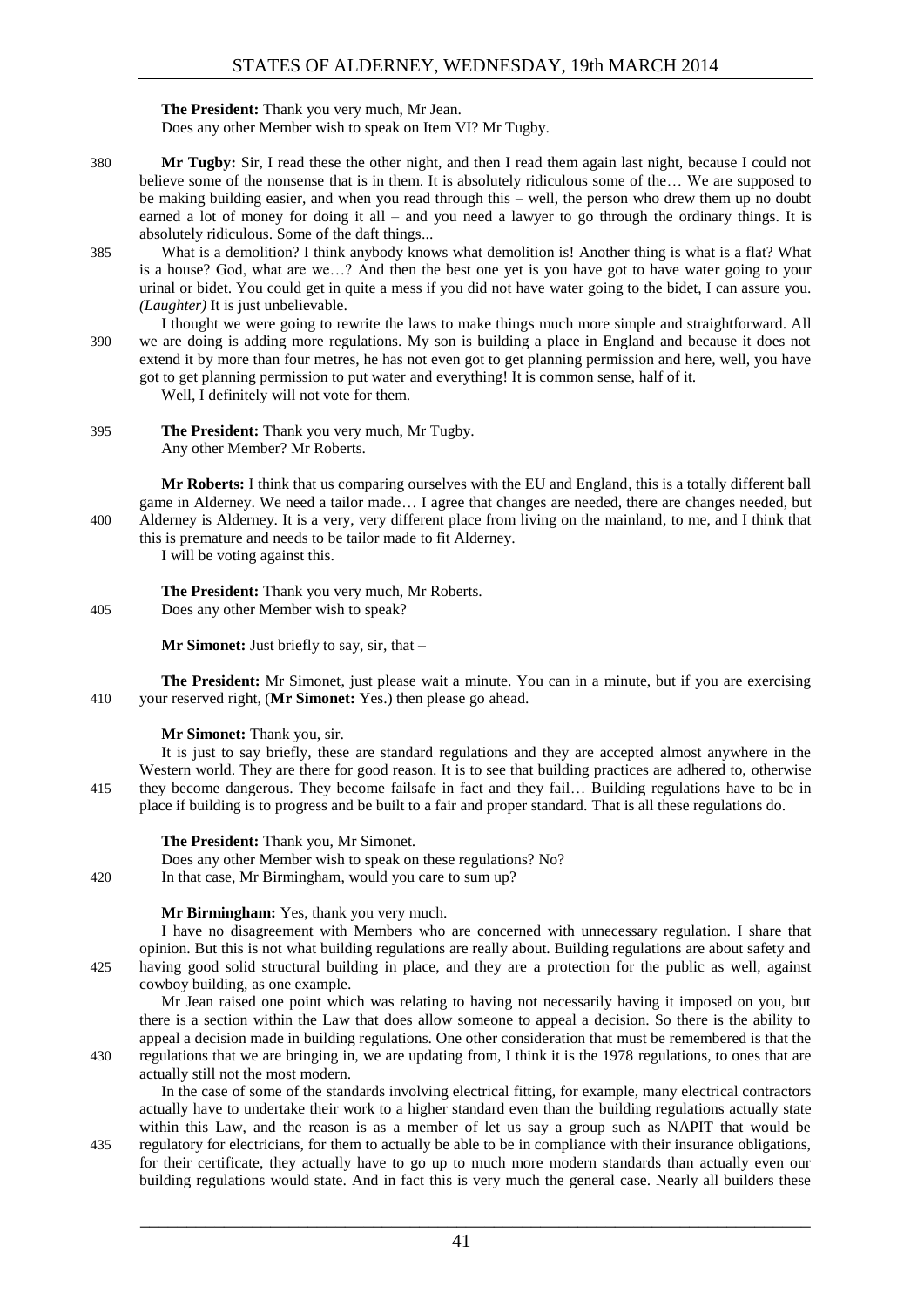**The President:** Thank you very much, Mr Jean.

Does any other Member wish to speak on Item VI? Mr Tugby.

**Mr Tugby:** Sir, I read these the other night, and then I read them again last night, because I could not believe some of the nonsense that is in them. It is absolutely ridiculous some of the… We are supposed to be making building easier, and when you read through this – well, the person who drew them up no doubt earned a lot of money for doing it all – and you need a lawyer to go through the ordinary things. It is absolutely ridiculous. Some of the daft things...

What is a demolition? I think anybody knows what demolition is! Another thing is what is a flat? What is a house? God, what are we…? And then the best one yet is you have got to have water going to your urinal or bidet. You could get in quite a mess if you did not have water going to the bidet, I can assure you. *(Laughter)* It is just unbelievable.

I thought we were going to rewrite the laws to make things much more simple and straightforward. All we are doing is adding more regulations. My son is building a place in England and because it does not extend it by more than four metres, he has not even got to get planning permission and here, well, you have got to get planning permission to put water and everything! It is common sense, half of it.

Well, I definitely will not vote for them.

**The President:** Thank you very much, Mr Tugby.

Any other Member? Mr Roberts.

**Mr Roberts:** I think that us comparing ourselves with the EU and England, this is a totally different ball game in Alderney. We need a tailor made… I agree that changes are needed, there are changes needed, but Alderney is Alderney. It is a very, very different place from living on the mainland, to me, and I think that this is premature and needs to be tailor made to fit Alderney.

I will be voting against this.

**The President:** Thank you very much, Mr Roberts.

Does any other Member wish to speak?

**Mr Simonet:** Just briefly to say, sir, that –

**The President:** Mr Simonet, just please wait a minute. You can in a minute, but if you are exercising your reserved right, (**Mr Simonet:** Yes.) then please go ahead.

**Mr Simonet:** Thank you, sir.

It is just to say briefly, these are standard regulations and they are accepted almost anywhere in the Western world. They are there for good reason. It is to see that building practices are adhered to, otherwise they become dangerous. They become failsafe in fact and they fail… Building regulations have to be in place if building is to progress and be built to a fair and proper standard. That is all these regulations do.

**The President:** Thank you, Mr Simonet.

Does any other Member wish to speak on these regulations? No?

In that case, Mr Birmingham, would you care to sum up?

**Mr Birmingham:** Yes, thank you very much.

I have no disagreement with Members who are concerned with unnecessary regulation. I share that opinion. But this is not what building regulations are really about. Building regulations are about safety and having good solid structural building in place, and they are a protection for the public as well, against cowboy building, as one example.

Mr Jean raised one point which was relating to having not necessarily having it imposed on you, but there is a section within the Law that does allow someone to appeal a decision. So there is the ability to appeal a decision made in building regulations. One other consideration that must be remembered is that the regulations that we are bringing in, we are updating from, I think it is the 1978 regulations, to ones that are actually still not the most modern.

In the case of some of the standards involving electrical fitting, for example, many electrical contractors actually have to undertake their work to a higher standard even than the building regulations actually state within this Law, and the reason is as a member of let us say a group such as NAPIT that would be regulatory for electricians, for them to actually be able to be in compliance with their insurance obligations, for their certificate, they actually have to go up to much more modern standards than actually even our building regulations would state. And in fact this is very much the general case. Nearly all builders these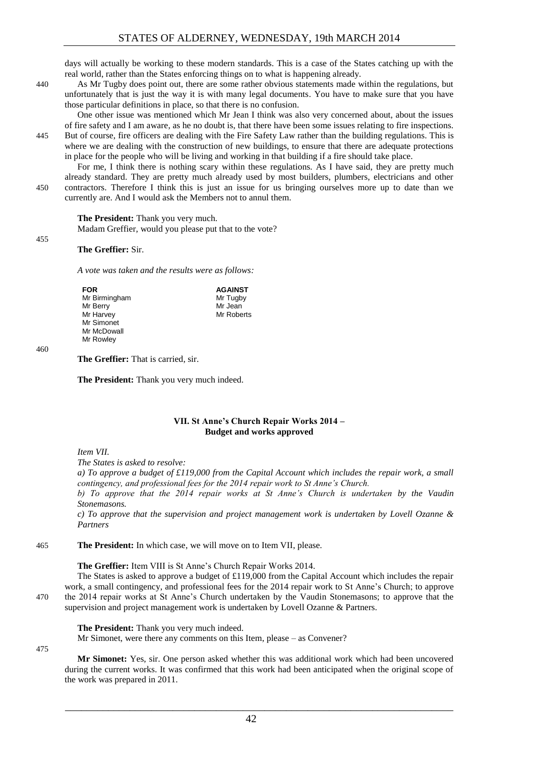days will actually be working to these modern standards. This is a case of the States catching up with the real world, rather than the States enforcing things on to what is happening already.

As Mr Tugby does point out, there are some rather obvious statements made within the regulations, but unfortunately that is just the way it is with many legal documents. You have to make sure that you have those particular definitions in place, so that there is no confusion.

One other issue was mentioned which Mr Jean I think was also very concerned about, about the issues of fire safety and I am aware, as he no doubt is, that there have been some issues relating to fire inspections. But of course, fire officers are dealing with the Fire Safety Law rather than the building regulations. This is where we are dealing with the construction of new buildings, to ensure that there are adequate protections in place for the people who will be living and working in that building if a fire should take place.

For me, I think there is nothing scary within these regulations. As I have said, they are pretty much already standard. They are pretty much already used by most builders, plumbers, electricians and other contractors. Therefore I think this is just an issue for us bringing ourselves more up to date than we currently are. And I would ask the Members not to annul them.

**The President:** Thank you very much.

Madam Greffier, would you please put that to the vote?

**The Greffier:** Sir.

*A vote was taken and the results were as follows:*

| FOR | AGAINST |
|---|---|
| Mr Birmingham | Mr Tugby |
| Mr Berry | Mr Jean |
| Mr Harvey | Mr Roberts |
| Mr Simonet | |
| Mr McDowall | |
| Mr Rowley | |

**The Greffier:** That is carried, sir.

**The President:** Thank you very much indeed.

## VII. St Anne's Church Repair Works 2014 – Budget and works approved

*Item VII.*

*The States is asked to resolve:*

*a) To approve a budget of £119,000 from the Capital Account which includes the repair work, a small contingency, and professional fees for the 2014 repair work to St Anne's Church.*

*b) To approve that the 2014 repair works at St Anne's Church is undertaken by the Vaudin Stonemasons.*

*c) To approve that the supervision and project management work is undertaken by Lovell Ozanne & Partners*

**The President:** In which case, we will move on to Item VII, please.

**The Greffier:** Item VIII is St Anne's Church Repair Works 2014.

The States is asked to approve a budget of £119,000 from the Capital Account which includes the repair work, a small contingency, and professional fees for the 2014 repair work to St Anne's Church; to approve the 2014 repair works at St Anne's Church undertaken by the Vaudin Stonemasons; to approve that the supervision and project management work is undertaken by Lovell Ozanne & Partners.

**The President:** Thank you very much indeed.

Mr Simonet, were there any comments on this Item, please – as Convener?

**Mr Simonet:** Yes, sir. One person asked whether this was additional work which had been uncovered during the current works. It was confirmed that this work had been anticipated when the original scope of the work was prepared in 2011.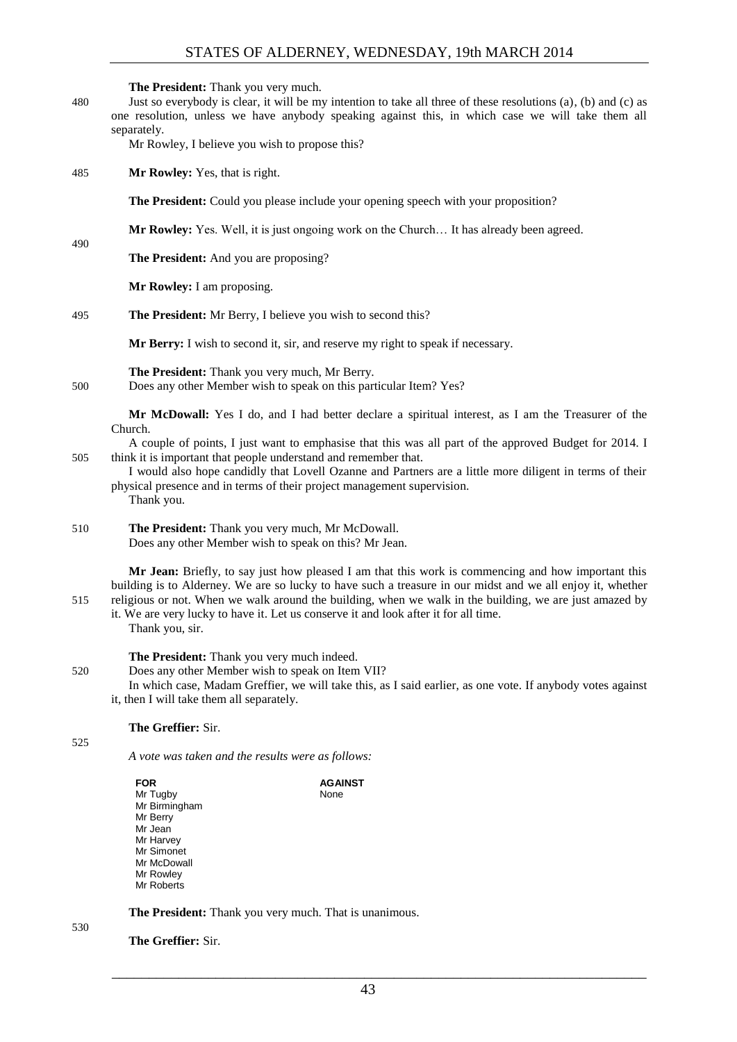**The President:** Thank you very much.

Just so everybody is clear, it will be my intention to take all three of these resolutions (a), (b) and (c) as one resolution, unless we have anybody speaking against this, in which case we will take them all separately.

Mr Rowley, I believe you wish to propose this?

**Mr Rowley:** Yes, that is right.

**The President:** Could you please include your opening speech with your proposition?

**Mr Rowley:** Yes. Well, it is just ongoing work on the Church… It has already been agreed.

**The President:** And you are proposing?

**Mr Rowley:** I am proposing.

**The President:** Mr Berry, I believe you wish to second this?

**Mr Berry:** I wish to second it, sir, and reserve my right to speak if necessary.

**The President:** Thank you very much, Mr Berry.

Does any other Member wish to speak on this particular Item? Yes?

**Mr McDowall:** Yes I do, and I had better declare a spiritual interest, as I am the Treasurer of the Church.

A couple of points, I just want to emphasise that this was all part of the approved Budget for 2014. I think it is important that people understand and remember that.

I would also hope candidly that Lovell Ozanne and Partners are a little more diligent in terms of their physical presence and in terms of their project management supervision.

Thank you.

**The President:** Thank you very much, Mr McDowall.

Does any other Member wish to speak on this? Mr Jean.

**Mr Jean:** Briefly, to say just how pleased I am that this work is commencing and how important this building is to Alderney. We are so lucky to have such a treasure in our midst and we all enjoy it, whether religious or not. When we walk around the building, when we walk in the building, we are just amazed by it. We are very lucky to have it. Let us conserve it and look after it for all time.

Thank you, sir.

**The President:** Thank you very much indeed.

Does any other Member wish to speak on Item VII?

In which case, Madam Greffier, we will take this, as I said earlier, as one vote. If anybody votes against it, then I will take them all separately.

**The Greffier:** Sir.

*A vote was taken and the results were as follows:*

| FOR | AGAINST |
|---|---|
| Mr Tugby | None |
| Mr Birmingham | |
| Mr Berry | |
| Mr Jean | |
| Mr Harvey | |
| Mr Simonet | |
| Mr McDowall | |
| Mr Rowley | |
| Mr Roberts | |

**The President:** Thank you very much. That is unanimous.

**The Greffier:** Sir.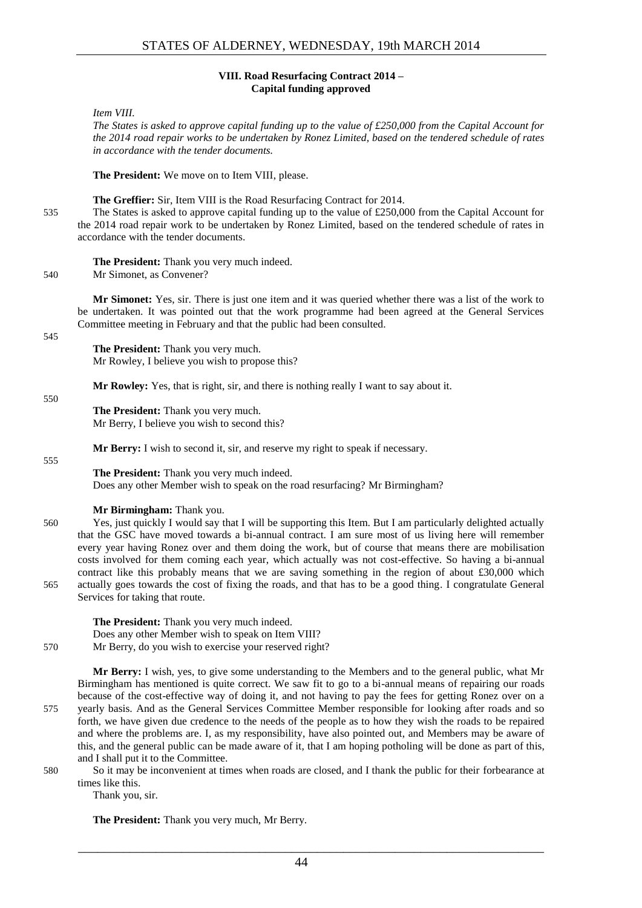### VIII. Road Resurfacing Contract 2014 – Capital funding approved

*Item VIII.*

*The States is asked to approve capital funding up to the value of £250,000 from the Capital Account for the 2014 road repair works to be undertaken by Ronez Limited, based on the tendered schedule of rates in accordance with the tender documents.*

**The President:** We move on to Item VIII, please.

**The Greffier:** Sir, Item VIII is the Road Resurfacing Contract for 2014.

535 The States is asked to approve capital funding up to the value of £250,000 from the Capital Account for the 2014 road repair work to be undertaken by Ronez Limited, based on the tendered schedule of rates in accordance with the tender documents.

**The President:** Thank you very much indeed.

540 Mr Simonet, as Convener?

**Mr Simonet:** Yes, sir. There is just one item and it was queried whether there was a list of the work to be undertaken. It was pointed out that the work programme had been agreed at the General Services Committee meeting in February and that the public had been consulted.

545

**The President:** Thank you very much.
Mr Rowley, I believe you wish to propose this?

**Mr Rowley:** Yes, that is right, sir, and there is nothing really I want to say about it.

550

**The President:** Thank you very much.
Mr Berry, I believe you wish to second this?

**Mr Berry:** I wish to second it, sir, and reserve my right to speak if necessary.

555

**The President:** Thank you very much indeed.
Does any other Member wish to speak on the road resurfacing? Mr Birmingham?

**Mr Birmingham:** Thank you.

560 Yes, just quickly I would say that I will be supporting this Item. But I am particularly delighted actually that the GSC have moved towards a bi-annual contract. I am sure most of us living here will remember every year having Ronez over and them doing the work, but of course that means there are mobilisation costs involved for them coming each year, which actually was not cost-effective. So having a bi-annual contract like this probably means that we are saving something in the region of about £30,000 which

565 actually goes towards the cost of fixing the roads, and that has to be a good thing. I congratulate General Services for taking that route.

**The President:** Thank you very much indeed.
Does any other Member wish to speak on Item VIII?

570 Mr Berry, do you wish to exercise your reserved right?

**Mr Berry:** I wish, yes, to give some understanding to the Members and to the general public, what Mr Birmingham has mentioned is quite correct. We saw fit to go to a bi-annual means of repairing our roads because of the cost-effective way of doing it, and not having to pay the fees for getting Ronez over on a

575 yearly basis. And as the General Services Committee Member responsible for looking after roads and so forth, we have given due credence to the needs of the people as to how they wish the roads to be repaired and where the problems are. I, as my responsibility, have also pointed out, and Members may be aware of this, and the general public can be made aware of it, that I am hoping potholing will be done as part of this, and I shall put it to the Committee.

580 So it may be inconvenient at times when roads are closed, and I thank the public for their forbearance at times like this.

Thank you, sir.

**The President:** Thank you very much, Mr Berry.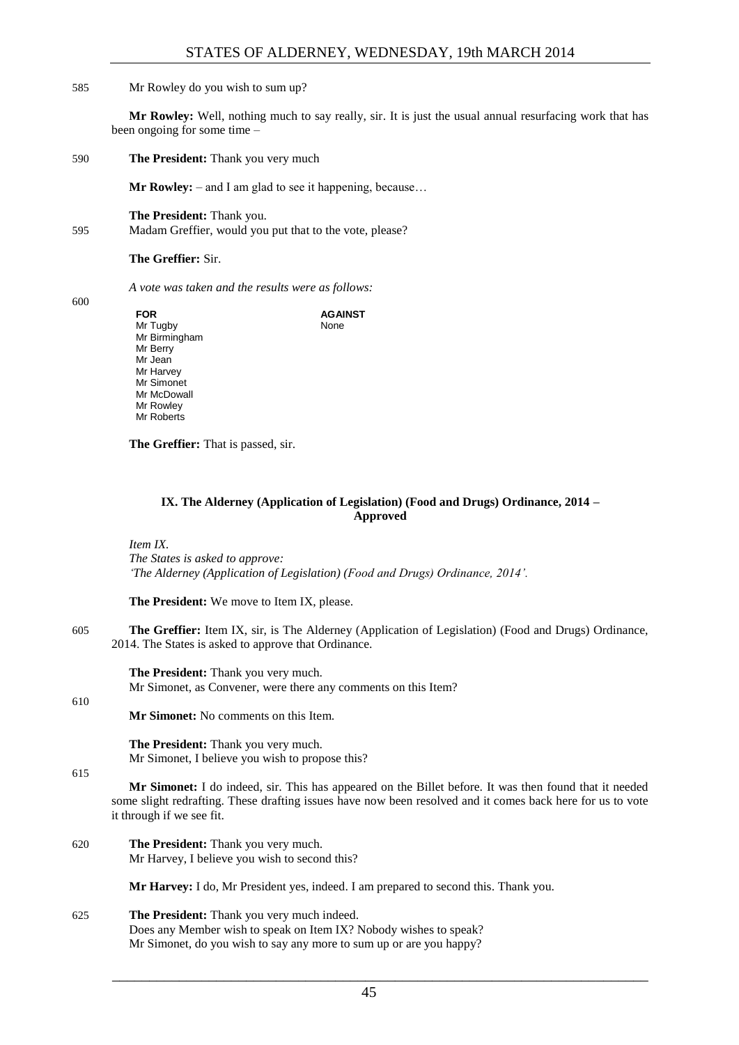585 Mr Rowley do you wish to sum up?

**Mr Rowley:** Well, nothing much to say really, sir. It is just the usual annual resurfacing work that has been ongoing for some time –

590 **The President:** Thank you very much

**Mr Rowley:** – and I am glad to see it happening, because…

**The President:** Thank you.

595 Madam Greffier, would you put that to the vote, please?

**The Greffier:** Sir.

*A vote was taken and the results were as follows:*

600

| FOR | AGAINST |
|---|---|
| Mr Tugby | None |
| Mr Birmingham | |
| Mr Berry | |
| Mr Jean | |
| Mr Harvey | |
| Mr Simonet | |
| Mr McDowall | |
| Mr Rowley | |
| Mr Roberts | |

**The Greffier:** That is passed, sir.

## IX. The Alderney (Application of Legislation) (Food and Drugs) Ordinance, 2014 – Approved

*Item IX.*
*The States is asked to approve:*
*'The Alderney (Application of Legislation) (Food and Drugs) Ordinance, 2014'.*

**The President:** We move to Item IX, please.

605 **The Greffier:** Item IX, sir, is The Alderney (Application of Legislation) (Food and Drugs) Ordinance, 2014. The States is asked to approve that Ordinance.

**The President:** Thank you very much.
Mr Simonet, as Convener, were there any comments on this Item?

610

**Mr Simonet:** No comments on this Item.

**The President:** Thank you very much.
Mr Simonet, I believe you wish to propose this?

615

**Mr Simonet:** I do indeed, sir. This has appeared on the Billet before. It was then found that it needed some slight redrafting. These drafting issues have now been resolved and it comes back here for us to vote it through if we see fit.

620 **The President:** Thank you very much.
Mr Harvey, I believe you wish to second this?

**Mr Harvey:** I do, Mr President yes, indeed. I am prepared to second this. Thank you.

625 **The President:** Thank you very much indeed.
Does any Member wish to speak on Item IX? Nobody wishes to speak?
Mr Simonet, do you wish to say any more to sum up or are you happy?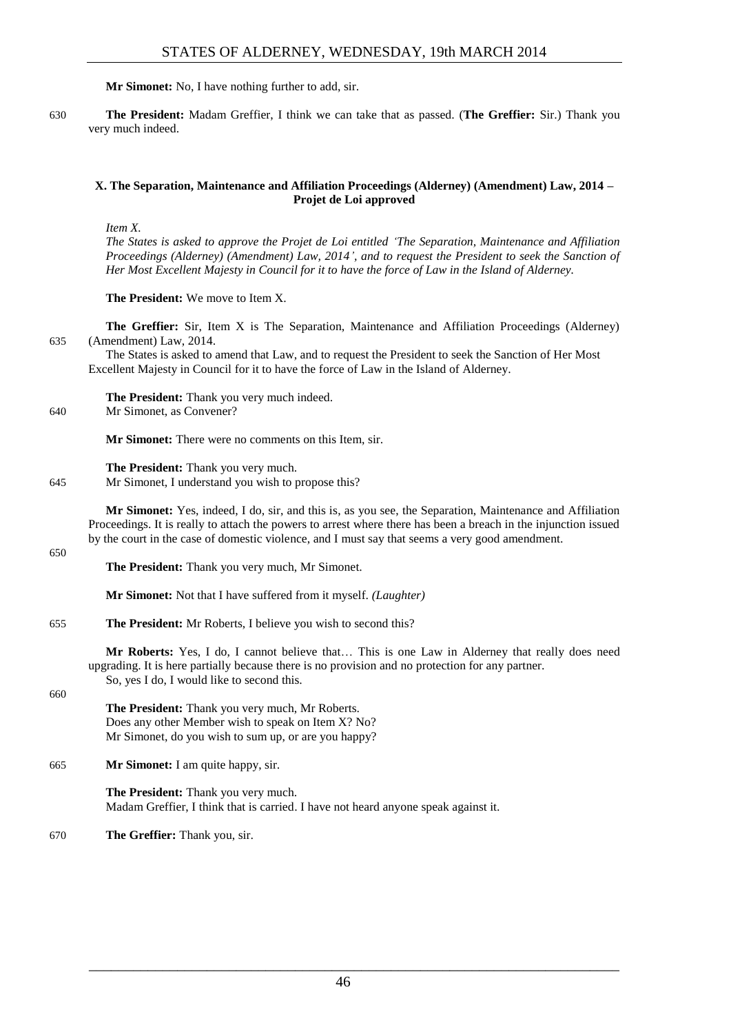**Mr Simonet:** No, I have nothing further to add, sir.

630 **The President:** Madam Greffier, I think we can take that as passed. (**The Greffier:** Sir.) Thank you very much indeed.

### X. The Separation, Maintenance and Affiliation Proceedings (Alderney) (Amendment) Law, 2014 – Projet de Loi approved

*Item X.*

*The States is asked to approve the Projet de Loi entitled 'The Separation, Maintenance and Affiliation Proceedings (Alderney) (Amendment) Law, 2014', and to request the President to seek the Sanction of Her Most Excellent Majesty in Council for it to have the force of Law in the Island of Alderney.*

**The President:** We move to Item X.

**The Greffier:** Sir, Item X is The Separation, Maintenance and Affiliation Proceedings (Alderney) 635 (Amendment) Law, 2014.

The States is asked to amend that Law, and to request the President to seek the Sanction of Her Most Excellent Majesty in Council for it to have the force of Law in the Island of Alderney.

**The President:** Thank you very much indeed.

640 Mr Simonet, as Convener?

**Mr Simonet:** There were no comments on this Item, sir.

**The President:** Thank you very much.

645 Mr Simonet, I understand you wish to propose this?

**Mr Simonet:** Yes, indeed, I do, sir, and this is, as you see, the Separation, Maintenance and Affiliation Proceedings. It is really to attach the powers to arrest where there has been a breach in the injunction issued by the court in the case of domestic violence, and I must say that seems a very good amendment.

650

**The President:** Thank you very much, Mr Simonet.

**Mr Simonet:** Not that I have suffered from it myself. *(Laughter)*

655 **The President:** Mr Roberts, I believe you wish to second this?

**Mr Roberts:** Yes, I do, I cannot believe that… This is one Law in Alderney that really does need upgrading. It is here partially because there is no provision and no protection for any partner.

So, yes I do, I would like to second this.

660

**The President:** Thank you very much, Mr Roberts.

Does any other Member wish to speak on Item X? No?

Mr Simonet, do you wish to sum up, or are you happy?

665 **Mr Simonet:** I am quite happy, sir.

**The President:** Thank you very much.

Madam Greffier, I think that is carried. I have not heard anyone speak against it.

670 **The Greffier:** Thank you, sir.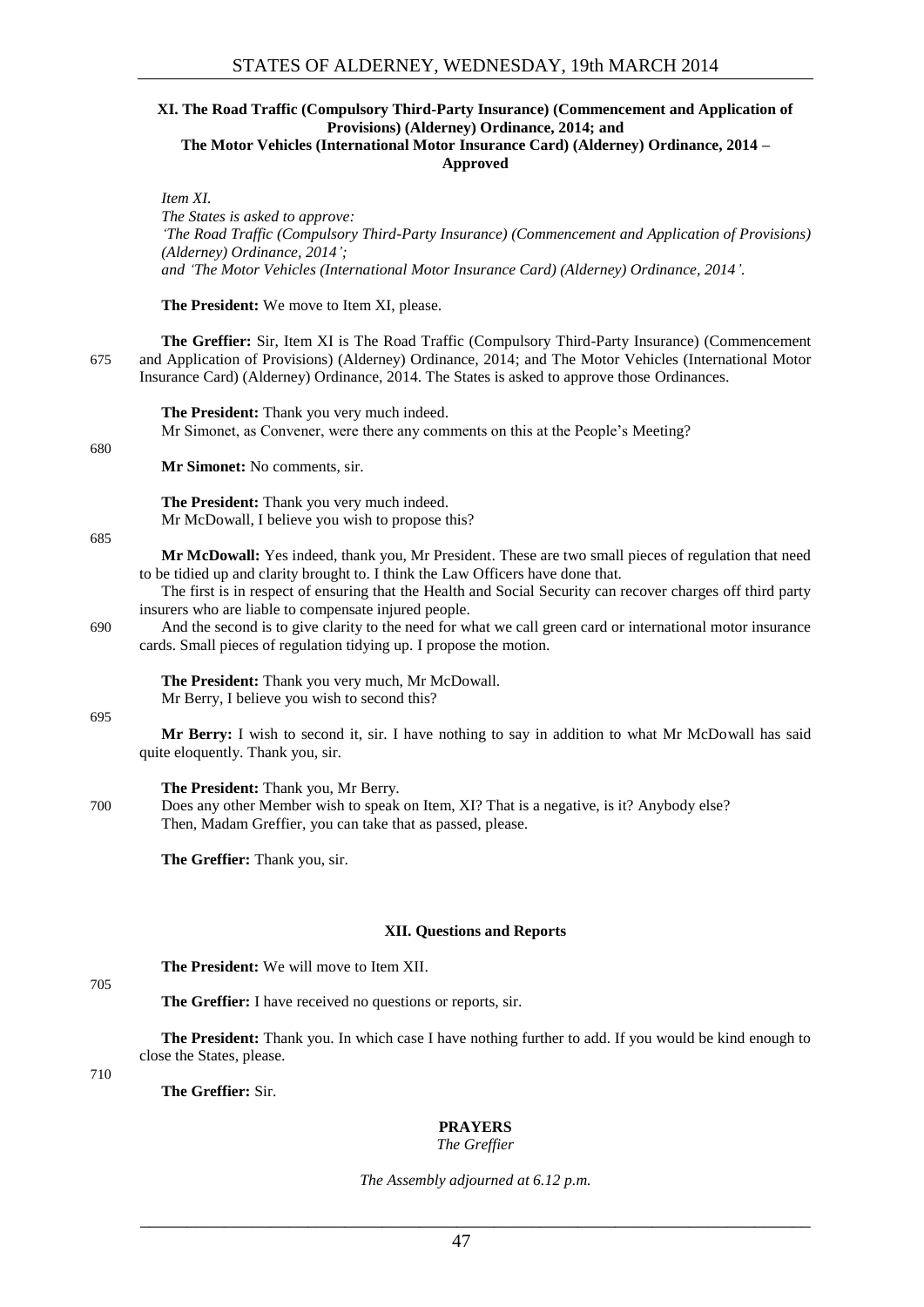### XI. The Road Traffic (Compulsory Third-Party Insurance) (Commencement and Application of Provisions) (Alderney) Ordinance, 2014; and The Motor Vehicles (International Motor Insurance Card) (Alderney) Ordinance, 2014 – Approved

*Item XI.*
*The States is asked to approve:*
*'The Road Traffic (Compulsory Third-Party Insurance) (Commencement and Application of Provisions) (Alderney) Ordinance, 2014';*
*and 'The Motor Vehicles (International Motor Insurance Card) (Alderney) Ordinance, 2014'.*

**The President:** We move to Item XI, please.

**The Greffier:** Sir, Item XI is The Road Traffic (Compulsory Third-Party Insurance) (Commencement and Application of Provisions) (Alderney) Ordinance, 2014; and The Motor Vehicles (International Motor Insurance Card) (Alderney) Ordinance, 2014. The States is asked to approve those Ordinances.

**The President:** Thank you very much indeed.
Mr Simonet, as Convener, were there any comments on this at the People's Meeting?

**Mr Simonet:** No comments, sir.

**The President:** Thank you very much indeed.
Mr McDowall, I believe you wish to propose this?

**Mr McDowall:** Yes indeed, thank you, Mr President. These are two small pieces of regulation that need to be tidied up and clarity brought to. I think the Law Officers have done that.

The first is in respect of ensuring that the Health and Social Security can recover charges off third party insurers who are liable to compensate injured people.

And the second is to give clarity to the need for what we call green card or international motor insurance cards. Small pieces of regulation tidying up. I propose the motion.

**The President:** Thank you very much, Mr McDowall.
Mr Berry, I believe you wish to second this?

**Mr Berry:** I wish to second it, sir. I have nothing to say in addition to what Mr McDowall has said quite eloquently. Thank you, sir.

**The President:** Thank you, Mr Berry.
Does any other Member wish to speak on Item, XI? That is a negative, is it? Anybody else?
Then, Madam Greffier, you can take that as passed, please.

**The Greffier:** Thank you, sir.

### XII. Questions and Reports

**The President:** We will move to Item XII.

**The Greffier:** I have received no questions or reports, sir.

**The President:** Thank you. In which case I have nothing further to add. If you would be kind enough to close the States, please.

**The Greffier:** Sir.

**PRAYERS**
*The Greffier*

*The Assembly adjourned at 6.12 p.m.*